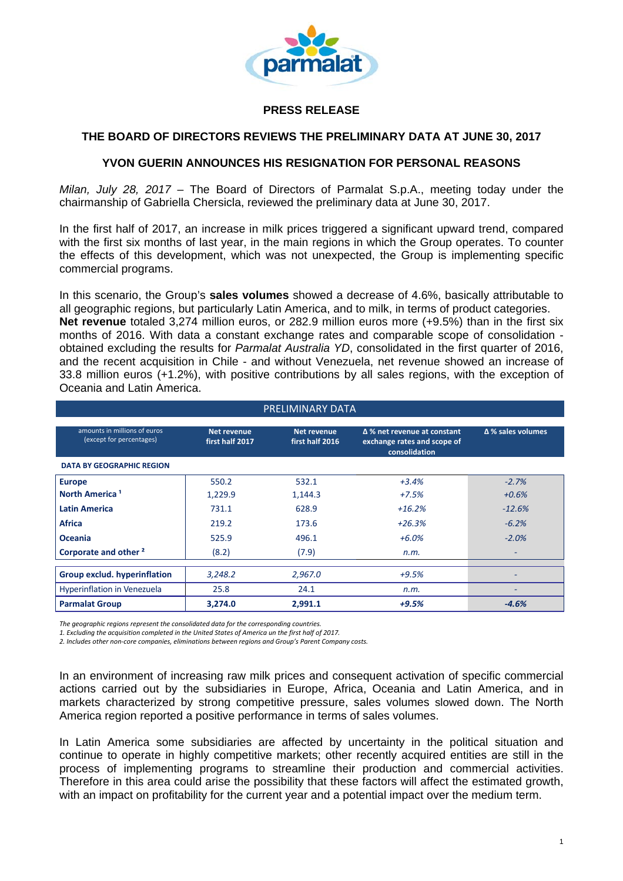## PRESS RELEASE

## THE BOARD OF DIRECTORS REVIEWS THE PRELIMINARY DATA AT JUNE 30, 2017

## YVON GUERIN ANNOUNCES HIS RESIGNATION FOR PERSONAL REASONS

*Milan, July 28, 2017* – The Board of Directors of Parmalat S.p.A., meeting today under the chairmanship of Gabriella Chersicla, reviewed the preliminary data at June 30, 2017.

In the first half of 2017, an increase in milk prices triggered a significant upward trend, compared with the first six months of last year, in the main regions in which the Group operates. To counter the effects of this development, which was not unexpected, the Group is implementing specific commercial programs.

In this scenario, the Group's **sales volumes** showed a decrease of 4.6%, basically attributable to all geographic regions, but particularly Latin America, and to milk, in terms of product categories.
**Net revenue** totaled 3,274 million euros, or 282.9 million euros more (+9.5%) than in the first six months of 2016. With data a constant exchange rates and comparable scope of consolidation - obtained excluding the results for *Parmalat Australia YD*, consolidated in the first quarter of 2016, and the recent acquisition in Chile - and without Venezuela, net revenue showed an increase of 33.8 million euros (+1.2%), with positive contributions by all sales regions, with the exception of Oceania and Latin America.

PRELIMINARY DATA

| amounts in millions of euros (except for percentages) | Net revenue first half 2017 | Net revenue first half 2016 | Δ % net revenue at constant exchange rates and scope of consolidation | Δ % sales volumes |
|---|---|---|---|---|
| **DATA BY GEOGRAPHIC REGION** | | | | |
| **Europe** | 550.2 | 532.1 | *+3.4%* | *-2.7%* |
| **North America** [1] | 1,229.9 | 1,144.3 | *+7.5%* | *+0.6%* |
| **Latin America** | 731.1 | 628.9 | *+16.2%* | *-12.6%* |
| **Africa** | 219.2 | 173.6 | *+26.3%* | *-6.2%* |
| **Oceania** | 525.9 | 496.1 | *+6.0%* | *-2.0%* |
| **Corporate and other** [2] | (8.2) | (7.9) | *n.m.* | - |
| **Group exclud. hyperinflation** | *3,248.2* | *2,967.0* | *+9.5%* | - |
| Hyperinflation in Venezuela | 25.8 | 24.1 | *n.m.* | - |
| **Parmalat Group** | **3,274.0** | **2,991.1** | ***+9.5%*** | ***-4.6%*** |

*The geographic regions represent the consolidated data for the corresponding countries.*
*1. Excluding the acquisition completed in the United States of America un the first half of 2017.*
*2. Includes other non-core companies, eliminations between regions and Group's Parent Company costs.*

In an environment of increasing raw milk prices and consequent activation of specific commercial actions carried out by the subsidiaries in Europe, Africa, Oceania and Latin America, and in markets characterized by strong competitive pressure, sales volumes slowed down. The North America region reported a positive performance in terms of sales volumes.

In Latin America some subsidiaries are affected by uncertainty in the political situation and continue to operate in highly competitive markets; other recently acquired entities are still in the process of implementing programs to streamline their production and commercial activities. Therefore in this area could arise the possibility that these factors will affect the estimated growth, with an impact on profitability for the current year and a potential impact over the medium term.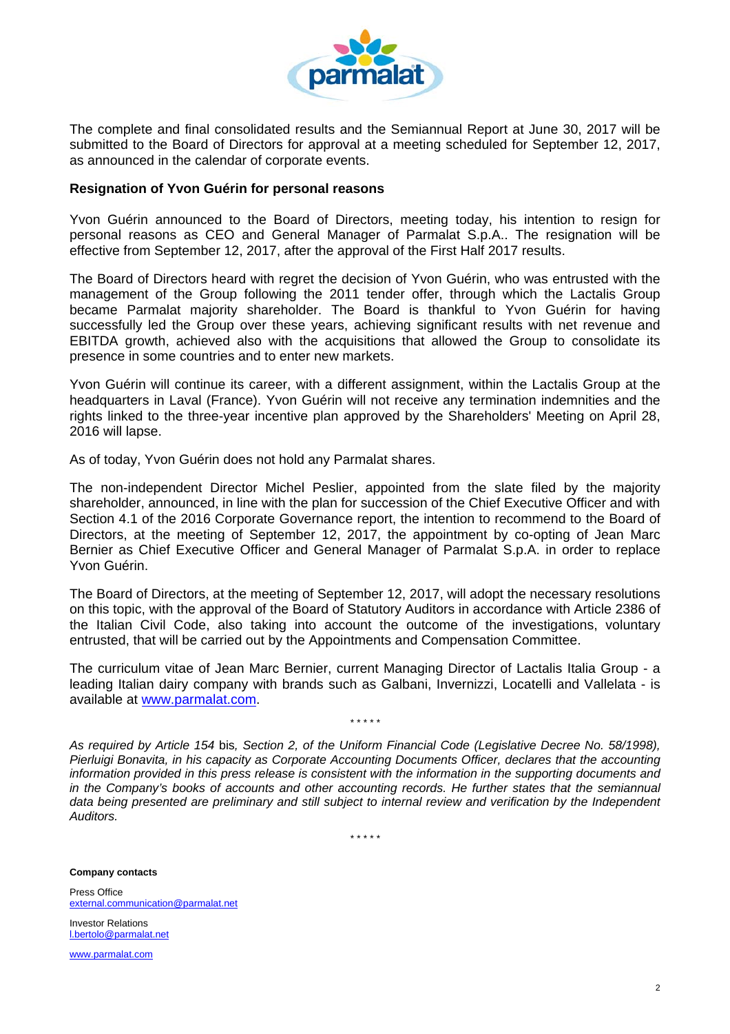The complete and final consolidated results and the Semiannual Report at June 30, 2017 will be submitted to the Board of Directors for approval at a meeting scheduled for September 12, 2017, as announced in the calendar of corporate events.

**Resignation of Yvon Guérin for personal reasons**

Yvon Guérin announced to the Board of Directors, meeting today, his intention to resign for personal reasons as CEO and General Manager of Parmalat S.p.A.. The resignation will be effective from September 12, 2017, after the approval of the First Half 2017 results.

The Board of Directors heard with regret the decision of Yvon Guérin, who was entrusted with the management of the Group following the 2011 tender offer, through which the Lactalis Group became Parmalat majority shareholder. The Board is thankful to Yvon Guérin for having successfully led the Group over these years, achieving significant results with net revenue and EBITDA growth, achieved also with the acquisitions that allowed the Group to consolidate its presence in some countries and to enter new markets.

Yvon Guérin will continue its career, with a different assignment, within the Lactalis Group at the headquarters in Laval (France). Yvon Guérin will not receive any termination indemnities and the rights linked to the three-year incentive plan approved by the Shareholders' Meeting on April 28, 2016 will lapse.

As of today, Yvon Guérin does not hold any Parmalat shares.

The non-independent Director Michel Peslier, appointed from the slate filed by the majority shareholder, announced, in line with the plan for succession of the Chief Executive Officer and with Section 4.1 of the 2016 Corporate Governance report, the intention to recommend to the Board of Directors, at the meeting of September 12, 2017, the appointment by co-opting of Jean Marc Bernier as Chief Executive Officer and General Manager of Parmalat S.p.A. in order to replace Yvon Guérin.

The Board of Directors, at the meeting of September 12, 2017, will adopt the necessary resolutions on this topic, with the approval of the Board of Statutory Auditors in accordance with Article 2386 of the Italian Civil Code, also taking into account the outcome of the investigations, voluntary entrusted, that will be carried out by the Appointments and Compensation Committee.

The curriculum vitae of Jean Marc Bernier, current Managing Director of Lactalis Italia Group - a leading Italian dairy company with brands such as Galbani, Invernizzi, Locatelli and Vallelata - is available at www.parmalat.com.

\* \* \* \* \*

*As required by Article 154* bis*, Section 2, of the Uniform Financial Code (Legislative Decree No. 58/1998), Pierluigi Bonavita, in his capacity as Corporate Accounting Documents Officer, declares that the accounting information provided in this press release is consistent with the information in the supporting documents and in the Company's books of accounts and other accounting records. He further states that the semiannual data being presented are preliminary and still subject to internal review and verification by the Independent Auditors.*

\* \* \* \* \*

**Company contacts**

Press Office
external.communication@parmalat.net

Investor Relations
l.bertolo@parmalat.net

www.parmalat.com